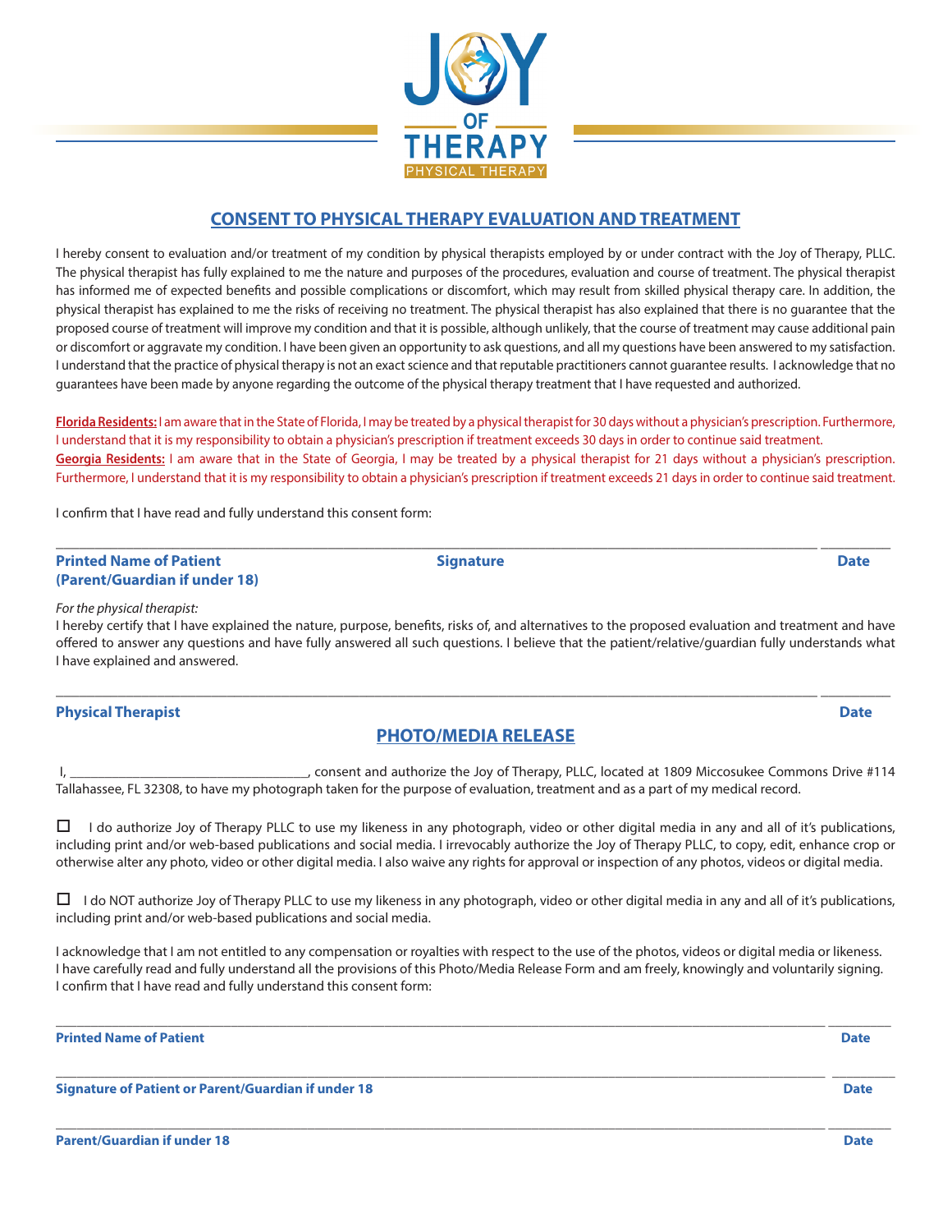JOY OF THERAPY
PHYSICAL THERAPY

## CONSENT TO PHYSICAL THERAPY EVALUATION AND TREATMENT

I hereby consent to evaluation and/or treatment of my condition by physical therapists employed by or under contract with the Joy of Therapy, PLLC. The physical therapist has fully explained to me the nature and purposes of the procedures, evaluation and course of treatment. The physical therapist has informed me of expected benefits and possible complications or discomfort, which may result from skilled physical therapy care. In addition, the physical therapist has explained to me the risks of receiving no treatment. The physical therapist has also explained that there is no guarantee that the proposed course of treatment will improve my condition and that it is possible, although unlikely, that the course of treatment may cause additional pain or discomfort or aggravate my condition. I have been given an opportunity to ask questions, and all my questions have been answered to my satisfaction. I understand that the practice of physical therapy is not an exact science and that reputable practitioners cannot guarantee results. I acknowledge that no guarantees have been made by anyone regarding the outcome of the physical therapy treatment that I have requested and authorized.

**Florida Residents:** I am aware that in the State of Florida, I may be treated by a physical therapist for 30 days without a physician's prescription. Furthermore, I understand that it is my responsibility to obtain a physician's prescription if treatment exceeds 30 days in order to continue said treatment.
**Georgia Residents:** I am aware that in the State of Georgia, I may be treated by a physical therapist for 21 days without a physician's prescription. Furthermore, I understand that it is my responsibility to obtain a physician's prescription if treatment exceeds 21 days in order to continue said treatment.

I confirm that I have read and fully understand this consent form:

_______________________________________________________________________________ __________

**Printed Name of Patient (Parent/Guardian if under 18)** **Signature** **Date**

*For the physical therapist:*
I hereby certify that I have explained the nature, purpose, benefits, risks of, and alternatives to the proposed evaluation and treatment and have offered to answer any questions and have fully answered all such questions. I believe that the patient/relative/guardian fully understands what I have explained and answered.

_______________________________________________________________________________ __________

**Physical Therapist** **Date**

## PHOTO/MEDIA RELEASE

I, _________________________________, consent and authorize the Joy of Therapy, PLLC, located at 1809 Miccosukee Commons Drive #114 Tallahassee, FL 32308, to have my photograph taken for the purpose of evaluation, treatment and as a part of my medical record.

☐ I do authorize Joy of Therapy PLLC to use my likeness in any photograph, video or other digital media in any and all of it's publications, including print and/or web-based publications and social media. I irrevocably authorize the Joy of Therapy PLLC, to copy, edit, enhance crop or otherwise alter any photo, video or other digital media. I also waive any rights for approval or inspection of any photos, videos or digital media.

☐ I do NOT authorize Joy of Therapy PLLC to use my likeness in any photograph, video or other digital media in any and all of it's publications, including print and/or web-based publications and social media.

I acknowledge that I am not entitled to any compensation or royalties with respect to the use of the photos, videos or digital media or likeness. I have carefully read and fully understand all the provisions of this Photo/Media Release Form and am freely, knowingly and voluntarily signing. I confirm that I have read and fully understand this consent form:

_______________________________________________________________________________ __________

**Printed Name of Patient** **Date**

_______________________________________________________________________________ __________

**Signature of Patient or Parent/Guardian if under 18** **Date**

_______________________________________________________________________________ __________

**Parent/Guardian if under 18** **Date**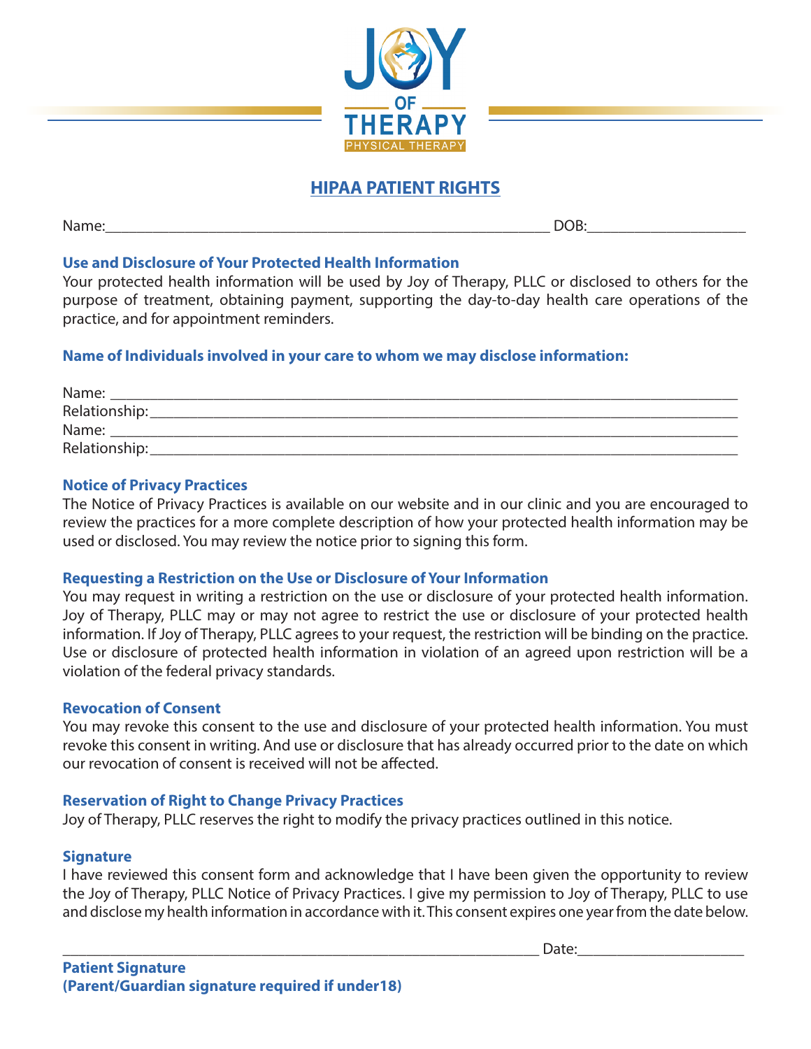JOY OF THERAPY
PHYSICAL THERAPY

## HIPAA PATIENT RIGHTS

Name:_______________________________________________________ DOB:____________________

### Use and Disclosure of Your Protected Health Information

Your protected health information will be used by Joy of Therapy, PLLC or disclosed to others for the purpose of treatment, obtaining payment, supporting the day-to-day health care operations of the practice, and for appointment reminders.

### Name of Individuals involved in your care to whom we may disclose information:

Name: ______________________________________________________________________________
Relationship:_________________________________________________________________________
Name: ______________________________________________________________________________
Relationship:_________________________________________________________________________

### Notice of Privacy Practices

The Notice of Privacy Practices is available on our website and in our clinic and you are encouraged to review the practices for a more complete description of how your protected health information may be used or disclosed. You may review the notice prior to signing this form.

### Requesting a Restriction on the Use or Disclosure of Your Information

You may request in writing a restriction on the use or disclosure of your protected health information. Joy of Therapy, PLLC may or may not agree to restrict the use or disclosure of your protected health information. If Joy of Therapy, PLLC agrees to your request, the restriction will be binding on the practice. Use or disclosure of protected health information in violation of an agreed upon restriction will be a violation of the federal privacy standards.

### Revocation of Consent

You may revoke this consent to the use and disclosure of your protected health information. You must revoke this consent in writing. And use or disclosure that has already occurred prior to the date on which our revocation of consent is received will not be affected.

### Reservation of Right to Change Privacy Practices

Joy of Therapy, PLLC reserves the right to modify the privacy practices outlined in this notice.

### Signature

I have reviewed this consent form and acknowledge that I have been given the opportunity to review the Joy of Therapy, PLLC Notice of Privacy Practices. I give my permission to Joy of Therapy, PLLC to use and disclose my health information in accordance with it. This consent expires one year from the date below.

___________________________________________________________ Date:_____________________

**Patient Signature**
**(Parent/Guardian signature required if under18)**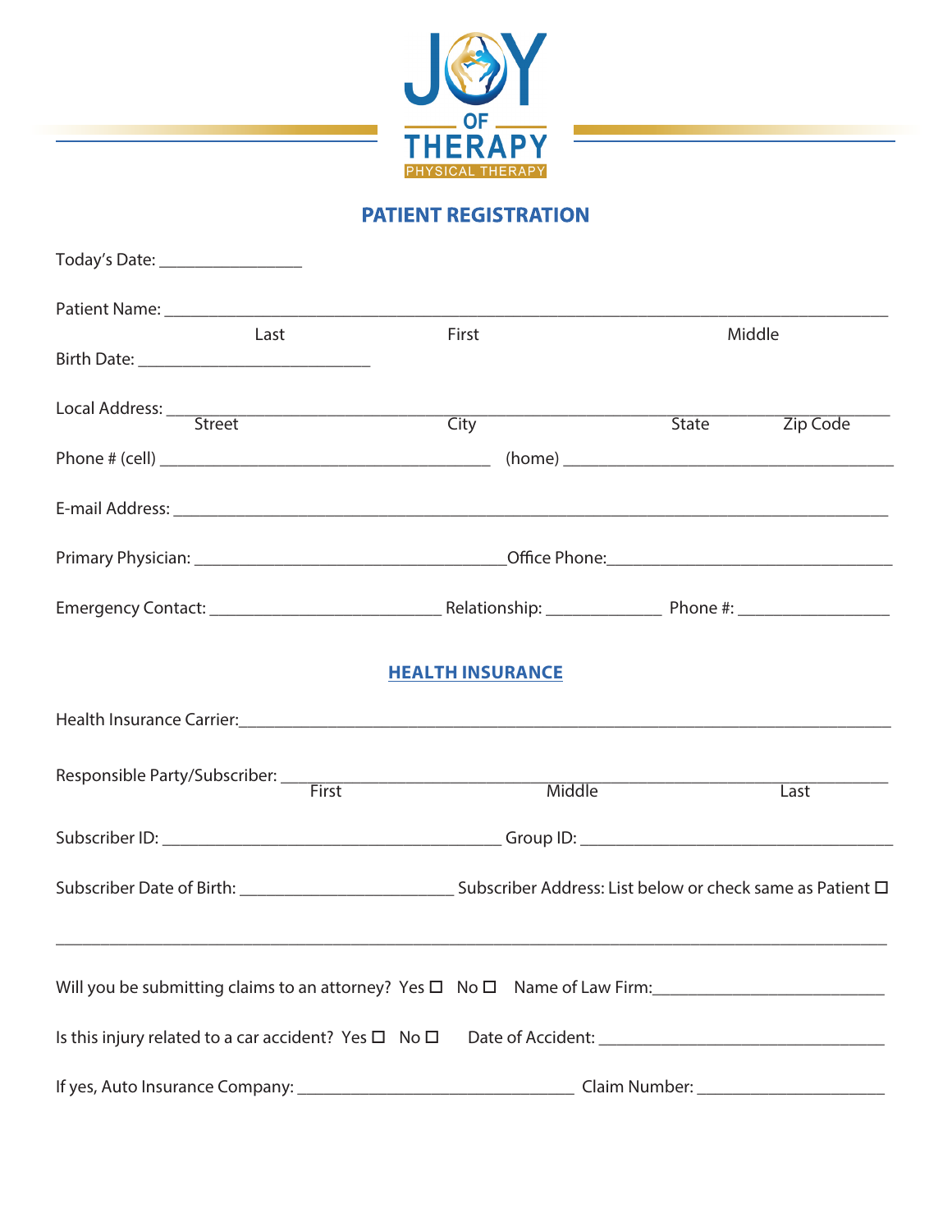JOY OF THERAPY
PHYSICAL THERAPY

## PATIENT REGISTRATION

Today's Date: ________________

Patient Name: ______________________________________________________________________________
Last First Middle

Birth Date: __________________________

Local Address: ______________________________________________________________________________
Street City State Zip Code

Phone # (cell) _____________________________________ (home) _____________________________________

E-mail Address: ______________________________________________________________________________

Primary Physician: ___________________________________Office Phone:________________________________

Emergency Contact: __________________________ Relationship: _____________ Phone #: _________________

## HEALTH INSURANCE

Health Insurance Carrier:_______________________________________________________________________

Responsible Party/Subscriber: ____________________________________________________________________
First Middle Last

Subscriber ID: ______________________________________ Group ID: ___________________________________

Subscriber Date of Birth: ________________________ Subscriber Address: List below or check same as Patient ☐

_____________________________________________________________________________________________

Will you be submitting claims to an attorney? Yes ☐ No ☐ Name of Law Firm:_________________________

Is this injury related to a car accident? Yes ☐ No ☐ Date of Accident: ________________________________

If yes, Auto Insurance Company: _______________________________ Claim Number: _____________________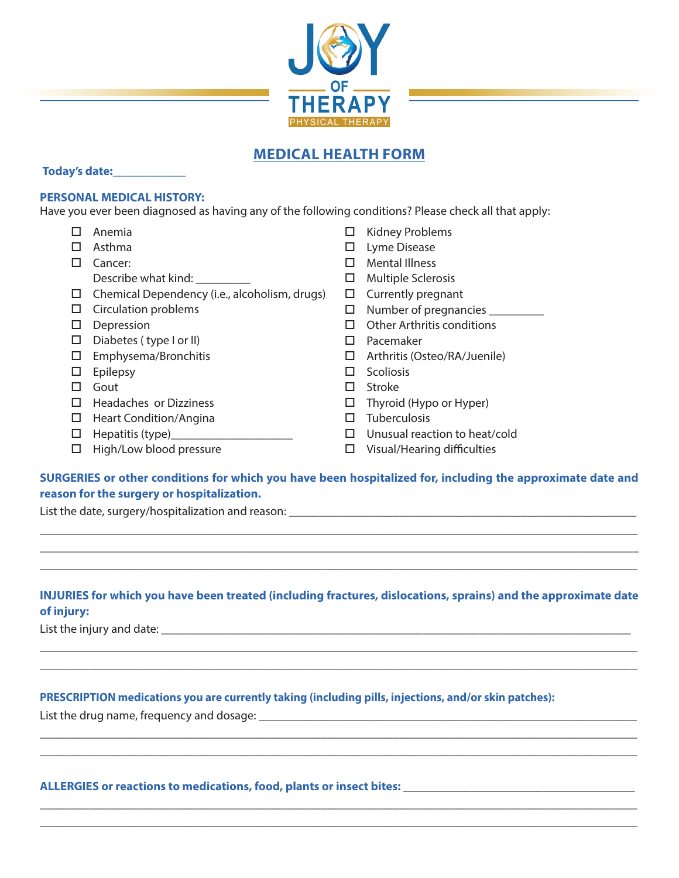JOY OF THERAPY
PHYSICAL THERAPY

# MEDICAL HEALTH FORM

**Today's date:**____________

**PERSONAL MEDICAL HISTORY:**
Have you ever been diagnosed as having any of the following conditions? Please check all that apply:

- ☐ Anemia
- ☐ Asthma
- ☐ Cancer:
  Describe what kind: _________
- ☐ Chemical Dependency (i.e., alcoholism, drugs)
- ☐ Circulation problems
- ☐ Depression
- ☐ Diabetes ( type I or II)
- ☐ Emphysema/Bronchitis
- ☐ Epilepsy
- ☐ Gout
- ☐ Headaches or Dizziness
- ☐ Heart Condition/Angina
- ☐ Hepatitis (type)____________________
- ☐ High/Low blood pressure
- ☐ Kidney Problems
- ☐ Lyme Disease
- ☐ Mental Illness
- ☐ Multiple Sclerosis
- ☐ Currently pregnant
- ☐ Number of pregnancies _________
- ☐ Other Arthritis conditions
- ☐ Pacemaker
- ☐ Arthritis (Osteo/RA/Juenile)
- ☐ Scoliosis
- ☐ Stroke
- ☐ Thyroid (Hypo or Hyper)
- ☐ Tuberculosis
- ☐ Unusual reaction to heat/cold
- ☐ Visual/Hearing difficulties

**SURGERIES or other conditions for which you have been hospitalized for, including the approximate date and reason for the surgery or hospitalization.**

List the date, surgery/hospitalization and reason: ____________________________________________________________

______________________________________________________________________________________________

______________________________________________________________________________________________

______________________________________________________________________________________________

**INJURIES for which you have been treated (including fractures, dislocations, sprains) and the approximate date of injury:**

List the injury and date: ______________________________________________________________________________

______________________________________________________________________________________________

______________________________________________________________________________________________

**PRESCRIPTION medications you are currently taking (including pills, injections, and/or skin patches):**

List the drug name, frequency and dosage: __________________________________________________________________

______________________________________________________________________________________________

______________________________________________________________________________________________

**ALLERGIES or reactions to medications, food, plants or insect bites:** _______________________________________

______________________________________________________________________________________________

______________________________________________________________________________________________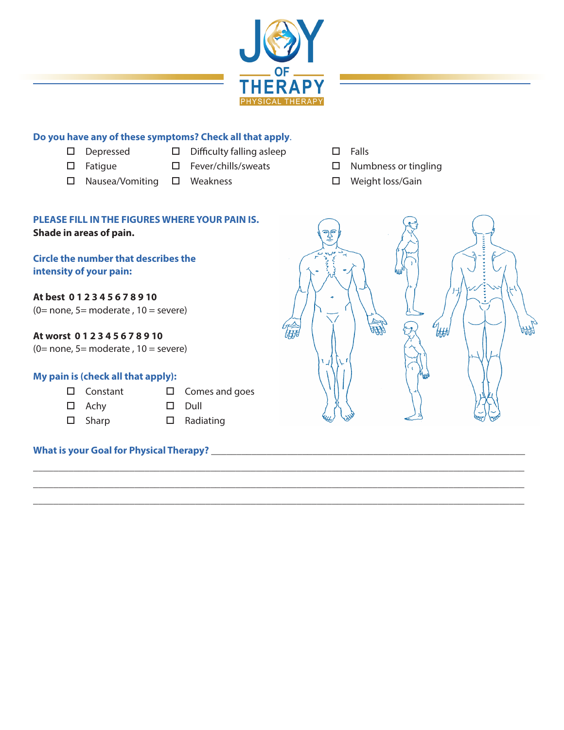# JOY OF THERAPY
PHYSICAL THERAPY

**Do you have any of these symptoms? Check all that apply.**

- ☐ Depressed
- ☐ Fatigue
- ☐ Nausea/Vomiting
- ☐ Difficulty falling asleep
- ☐ Fever/chills/sweats
- ☐ Weakness
- ☐ Falls
- ☐ Numbness or tingling
- ☐ Weight loss/Gain

**PLEASE FILL IN THE FIGURES WHERE YOUR PAIN IS.**
**Shade in areas of pain.**

**Circle the number that describes the intensity of your pain:**

**At best 0 1 2 3 4 5 6 7 8 9 10**
(0= none, 5= moderate , 10 = severe)

**At worst 0 1 2 3 4 5 6 7 8 9 10**
(0= none, 5= moderate , 10 = severe)

**My pain is (check all that apply):**

- ☐ Constant
- ☐ Achy
- ☐ Sharp
- ☐ Comes and goes
- ☐ Dull
- ☐ Radiating

**What is your Goal for Physical Therapy?** ____________________________________________

__________________________________________________________________________

__________________________________________________________________________

__________________________________________________________________________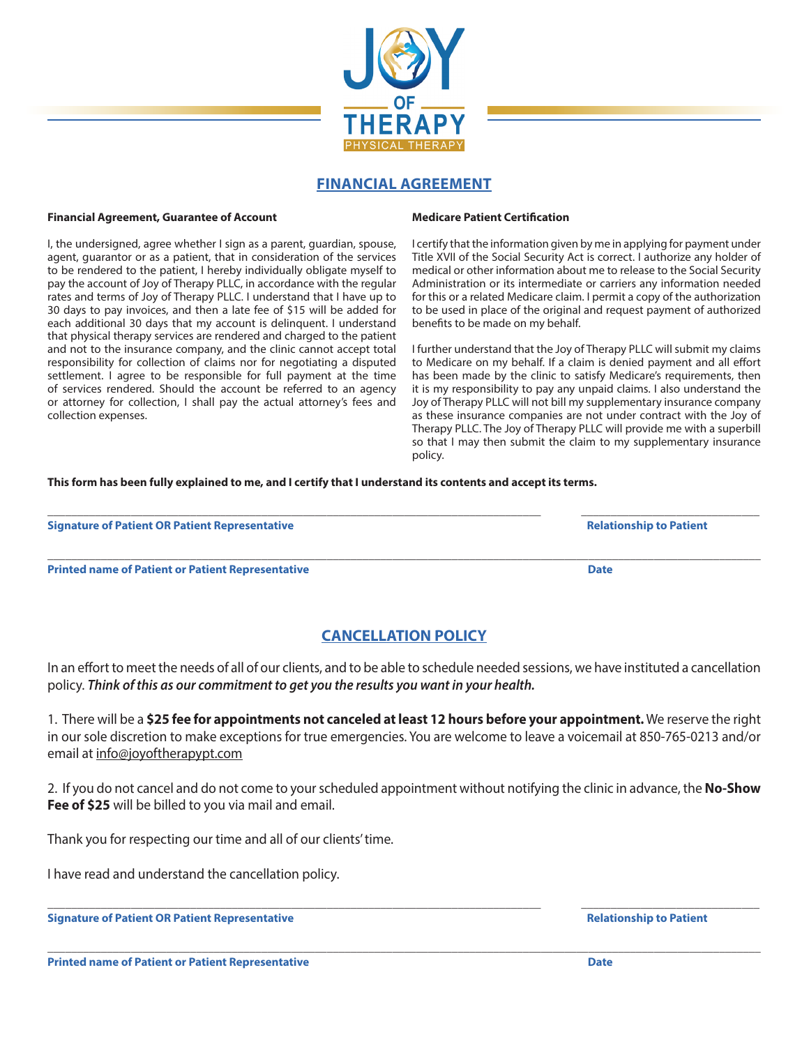JOY OF THERAPY
PHYSICAL THERAPY

## FINANCIAL AGREEMENT

**Financial Agreement, Guarantee of Account**

I, the undersigned, agree whether I sign as a parent, guardian, spouse, agent, guarantor or as a patient, that in consideration of the services to be rendered to the patient, I hereby individually obligate myself to pay the account of Joy of Therapy PLLC, in accordance with the regular rates and terms of Joy of Therapy PLLC. I understand that I have up to 30 days to pay invoices, and then a late fee of $15 will be added for each additional 30 days that my account is delinquent. I understand that physical therapy services are rendered and charged to the patient and not to the insurance company, and the clinic cannot accept total responsibility for collection of claims nor for negotiating a disputed settlement. I agree to be responsible for full payment at the time of services rendered. Should the account be referred to an agency or attorney for collection, I shall pay the actual attorney's fees and collection expenses.

**Medicare Patient Certification**

I certify that the information given by me in applying for payment under Title XVII of the Social Security Act is correct. I authorize any holder of medical or other information about me to release to the Social Security Administration or its intermediate or carriers any information needed for this or a related Medicare claim. I permit a copy of the authorization to be used in place of the original and request payment of authorized benefits to be made on my behalf.

I further understand that the Joy of Therapy PLLC will submit my claims to Medicare on my behalf. If a claim is denied payment and all effort has been made by the clinic to satisfy Medicare's requirements, then it is my responsibility to pay any unpaid claims. I also understand the Joy of Therapy PLLC will not bill my supplementary insurance company as these insurance companies are not under contract with the Joy of Therapy PLLC. The Joy of Therapy PLLC will provide me with a superbill so that I may then submit the claim to my supplementary insurance policy.

**This form has been fully explained to me, and I certify that I understand its contents and accept its terms.**

______________________________________________ ____________________

**Signature of Patient OR Patient Representative** **Relationship to Patient**

__________________________________________________________________

**Printed name of Patient or Patient Representative** **Date**

## CANCELLATION POLICY

In an effort to meet the needs of all of our clients, and to be able to schedule needed sessions, we have instituted a cancellation policy. ***Think of this as our commitment to get you the results you want in your health.***

1. There will be a **$25 fee for appointments not canceled at least 12 hours before your appointment.** We reserve the right in our sole discretion to make exceptions for true emergencies. You are welcome to leave a voicemail at 850-765-0213 and/or email at info@joyoftherapypt.com

2. If you do not cancel and do not come to your scheduled appointment without notifying the clinic in advance, the **No-Show Fee of $25** will be billed to you via mail and email.

Thank you for respecting our time and all of our clients' time.

I have read and understand the cancellation policy.

______________________________________________ ____________________

**Signature of Patient OR Patient Representative** **Relationship to Patient**

__________________________________________________________________

**Printed name of Patient or Patient Representative** **Date**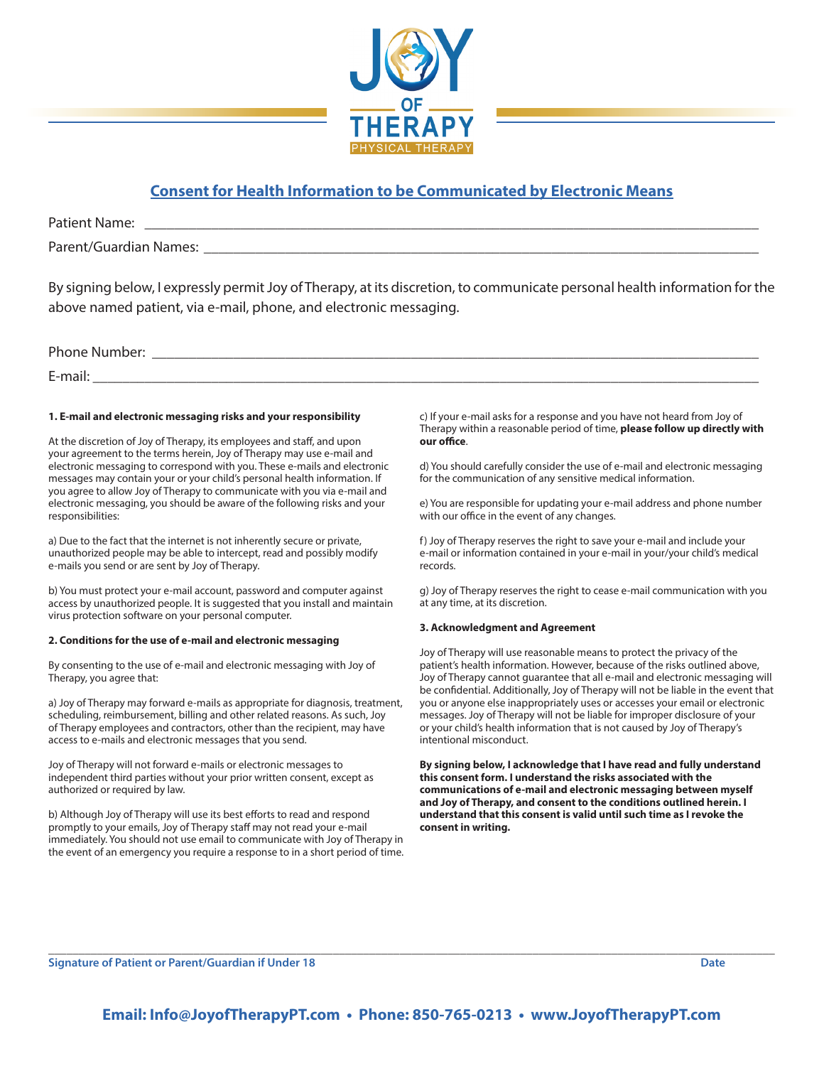JOY OF THERAPY
PHYSICAL THERAPY

## Consent for Health Information to be Communicated by Electronic Means

Patient Name: ______________________________________________

Parent/Guardian Names: ______________________________________________

By signing below, I expressly permit Joy of Therapy, at its discretion, to communicate personal health information for the above named patient, via e-mail, phone, and electronic messaging.

Phone Number: ______________________________________________

E-mail: ______________________________________________

**1. E-mail and electronic messaging risks and your responsibility**

At the discretion of Joy of Therapy, its employees and staff, and upon your agreement to the terms herein, Joy of Therapy may use e-mail and electronic messaging to correspond with you. These e-mails and electronic messages may contain your or your child's personal health information. If you agree to allow Joy of Therapy to communicate with you via e-mail and electronic messaging, you should be aware of the following risks and your responsibilities:

a) Due to the fact that the internet is not inherently secure or private, unauthorized people may be able to intercept, read and possibly modify e-mails you send or are sent by Joy of Therapy.

b) You must protect your e-mail account, password and computer against access by unauthorized people. It is suggested that you install and maintain virus protection software on your personal computer.

**2. Conditions for the use of e-mail and electronic messaging**

By consenting to the use of e-mail and electronic messaging with Joy of Therapy, you agree that:

a) Joy of Therapy may forward e-mails as appropriate for diagnosis, treatment, scheduling, reimbursement, billing and other related reasons. As such, Joy of Therapy employees and contractors, other than the recipient, may have access to e-mails and electronic messages that you send.

Joy of Therapy will not forward e-mails or electronic messages to independent third parties without your prior written consent, except as authorized or required by law.

b) Although Joy of Therapy will use its best efforts to read and respond promptly to your emails, Joy of Therapy staff may not read your e-mail immediately. You should not use email to communicate with Joy of Therapy in the event of an emergency you require a response to in a short period of time.

c) If your e-mail asks for a response and you have not heard from Joy of Therapy within a reasonable period of time, **please follow up directly with our office**.

d) You should carefully consider the use of e-mail and electronic messaging for the communication of any sensitive medical information.

e) You are responsible for updating your e-mail address and phone number with our office in the event of any changes.

f) Joy of Therapy reserves the right to save your e-mail and include your e-mail or information contained in your e-mail in your/your child's medical records.

g) Joy of Therapy reserves the right to cease e-mail communication with you at any time, at its discretion.

**3. Acknowledgment and Agreement**

Joy of Therapy will use reasonable means to protect the privacy of the patient's health information. However, because of the risks outlined above, Joy of Therapy cannot guarantee that all e-mail and electronic messaging will be confidential. Additionally, Joy of Therapy will not be liable in the event that you or anyone else inappropriately uses or accesses your email or electronic messages. Joy of Therapy will not be liable for improper disclosure of your or your child's health information that is not caused by Joy of Therapy's intentional misconduct.

**By signing below, I acknowledge that I have read and fully understand this consent form. I understand the risks associated with the communications of e-mail and electronic messaging between myself and Joy of Therapy, and consent to the conditions outlined herein. I understand that this consent is valid until such time as I revoke the consent in writing.**

______________________________________________

**Signature of Patient or Parent/Guardian if Under 18** **Date**

**Email: Info@JoyofTherapyPT.com • Phone: 850-765-0213 • www.JoyofTherapyPT.com**